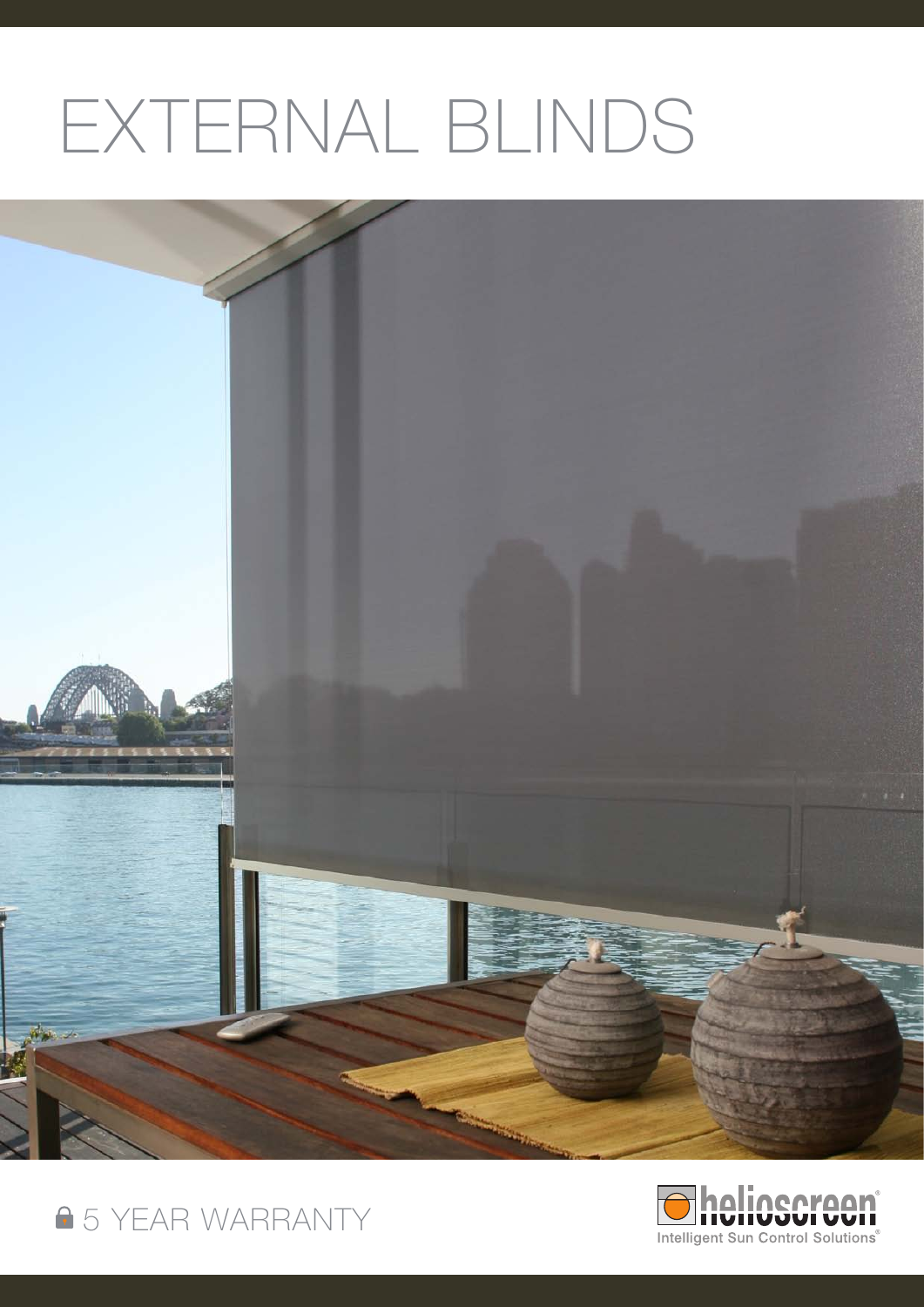# EXTERNAL BLINDS

5 YEAR WARRANTY

helioscreen®
Intelligent Sun Control Solutions®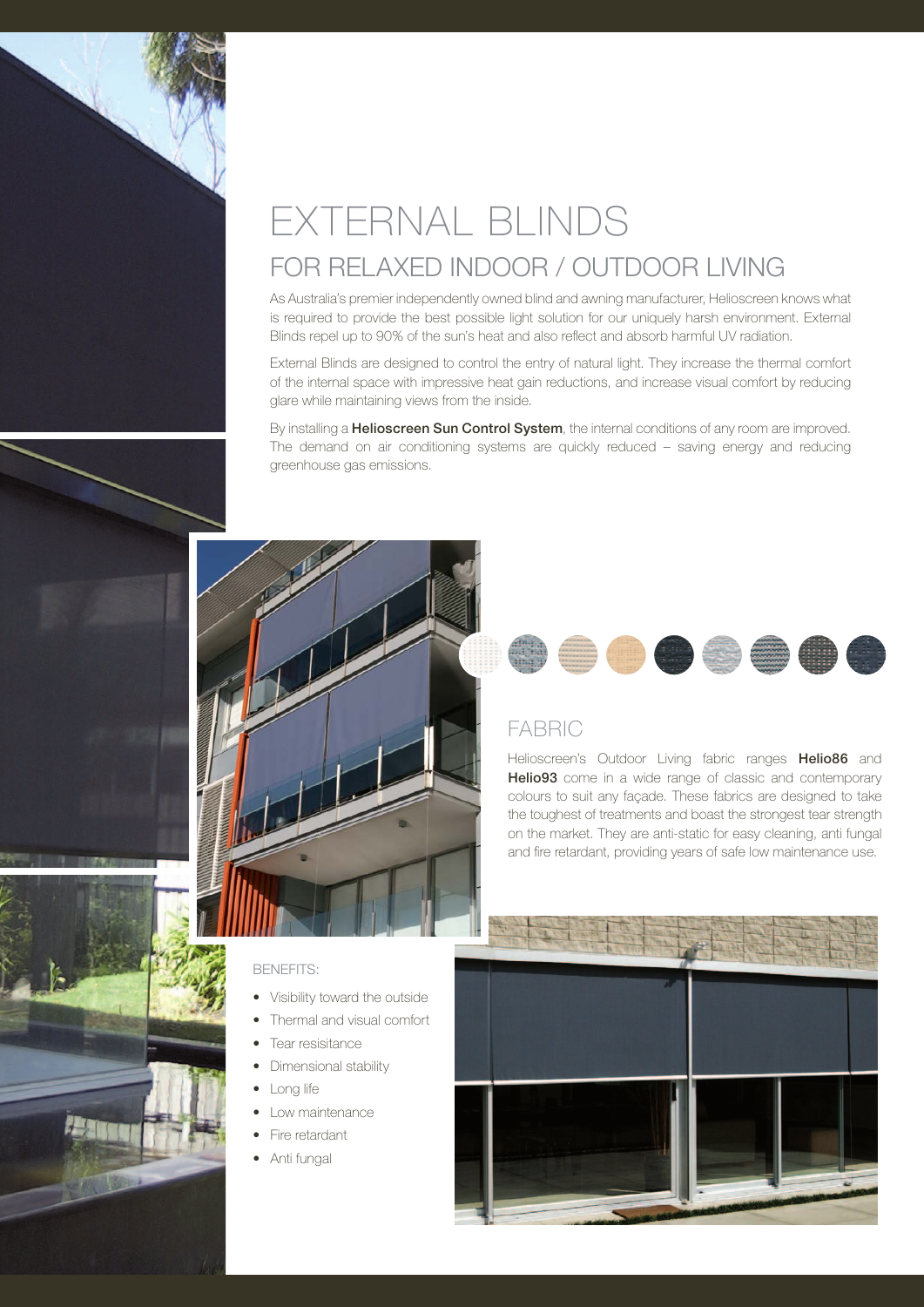# EXTERNAL BLINDS

## FOR RELAXED INDOOR / OUTDOOR LIVING

As Australia's premier independently owned blind and awning manufacturer, Helioscreen knows what is required to provide the best possible light solution for our uniquely harsh environment. External Blinds repel up to 90% of the sun's heat and also reflect and absorb harmful UV radiation.

External Blinds are designed to control the entry of natural light. They increase the thermal comfort of the internal space with impressive heat gain reductions, and increase visual comfort by reducing glare while maintaining views from the inside.

By installing a **Helioscreen Sun Control System**, the internal conditions of any room are improved. The demand on air conditioning systems are quickly reduced – saving energy and reducing greenhouse gas emissions.

## FABRIC

Helioscreen's Outdoor Living fabric ranges **Helio86** and **Helio93** come in a wide range of classic and contemporary colours to suit any façade. These fabrics are designed to take the toughest of treatments and boast the strongest tear strength on the market. They are anti-static for easy cleaning, anti fungal and fire retardant, providing years of safe low maintenance use.

BENEFITS:

- Visibility toward the outside
- Thermal and visual comfort
- Tear resisitance
- Dimensional stability
- Long life
- Low maintenance
- Fire retardant
- Anti fungal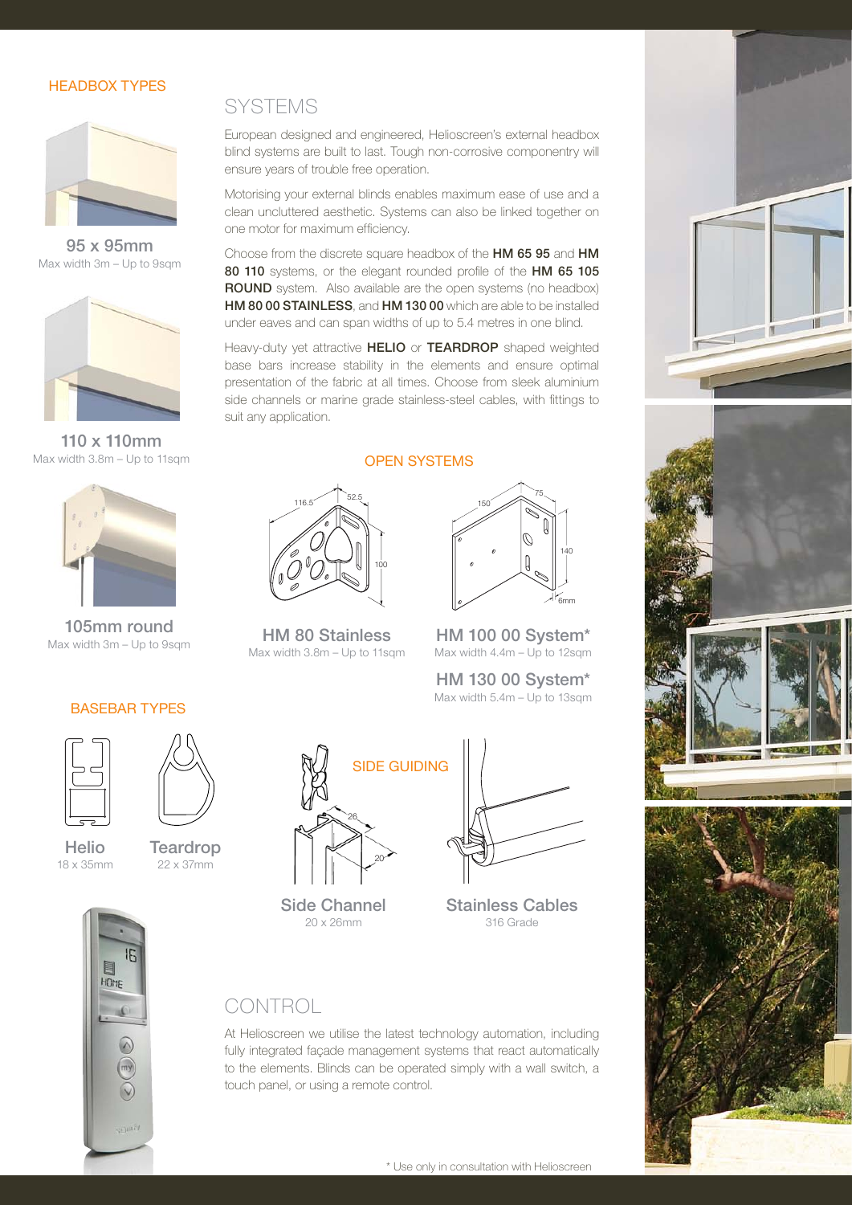## HEADBOX TYPES

**95 x 95mm**
Max width 3m – Up to 9sqm

**110 x 110mm**
Max width 3.8m – Up to 11sqm

**105mm round**
Max width 3m – Up to 9sqm

## SYSTEMS

European designed and engineered, Helioscreen's external headbox blind systems are built to last. Tough non-corrosive componentry will ensure years of trouble free operation.

Motorising your external blinds enables maximum ease of use and a clean uncluttered aesthetic. Systems can also be linked together on one motor for maximum efficiency.

Choose from the discrete square headbox of the **HM 65 95** and **HM 80 110** systems, or the elegant rounded profile of the **HM 65 105 ROUND** system. Also available are the open systems (no headbox) **HM 80 00 STAINLESS**, and **HM 130 00** which are able to be installed under eaves and can span widths of up to 5.4 metres in one blind.

Heavy-duty yet attractive **HELIO** or **TEARDROP** shaped weighted base bars increase stability in the elements and ensure optimal presentation of the fabric at all times. Choose from sleek aluminium side channels or marine grade stainless-steel cables, with fittings to suit any application.

## OPEN SYSTEMS

**HM 80 Stainless**
Max width 3.8m – Up to 11sqm

**HM 100 00 System***
Max width 4.4m – Up to 12sqm

**HM 130 00 System***
Max width 5.4m – Up to 13sqm

## BASEBAR TYPES

**Helio**
18 x 35mm

**Teardrop**
22 x 37mm

## SIDE GUIDING

**Side Channel**
20 x 26mm

**Stainless Cables**
316 Grade

## CONTROL

At Helioscreen we utilise the latest technology automation, including fully integrated façade management systems that react automatically to the elements. Blinds can be operated simply with a wall switch, a touch panel, or using a remote control.

* Use only in consultation with Helioscreen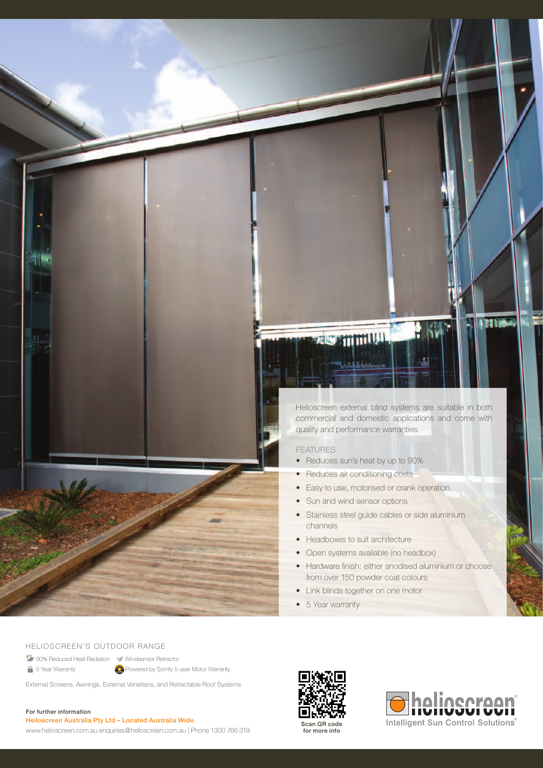Helioscreen external blind systems are suitable in both commercial and domestic applications and come with quality and performance warranties.

FEATURES

- Reduces sun's heat by up to 90%
- Reduces air conditioning costs
- Easy to use, motorised or crank operation
- Sun and wind sensor options
- Stainless steel guide cables or side aluminium channels
- Headboxes to suit architecture
- Open systems available (no headbox)
- Hardware finish: either anodised aluminium or choose from over 150 powder coat colours
- Link blinds together on one motor
- 5 Year warranty

## HELIOSCREEN'S OUTDOOR RANGE

90% Reduced Heat Radiation   Windsensor Retractor

5 Year Warranty   Powered by Somfy 5-year Motor Warranty

External Screens, Awnings, External Venetians, and Retractable Roof Systems

**For further information**

Heiloscreen Australia Pty Ltd – Located Australia Wide

www.helioscreen.com.au enquiries@helioscreen.com.au | Phone 1300 766 319

Scan QR code for more info

helioscreen®

Intelligent Sun Control Solutions®